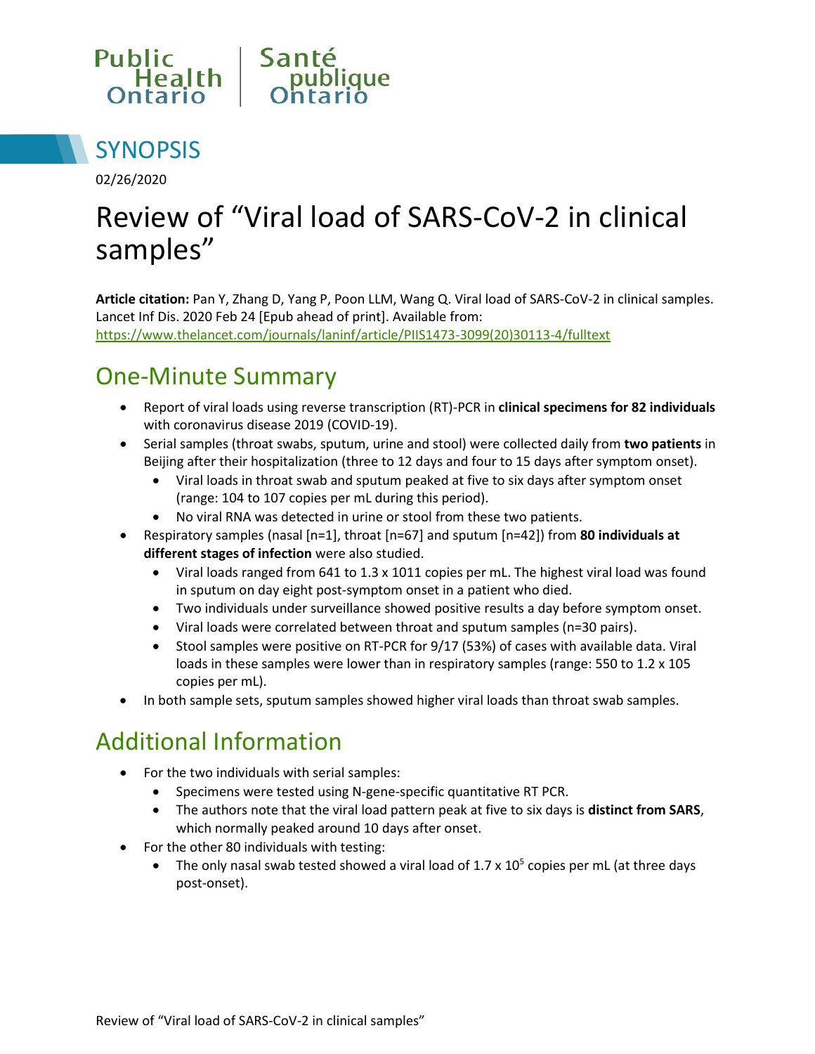Public Health Ontario | Santé publique Ontario

## SYNOPSIS

02/26/2020

# Review of "Viral load of SARS-CoV-2 in clinical samples"

**Article citation:** Pan Y, Zhang D, Yang P, Poon LLM, Wang Q. Viral load of SARS-CoV-2 in clinical samples. Lancet Inf Dis. 2020 Feb 24 [Epub ahead of print]. Available from: https://www.thelancet.com/journals/laninf/article/PIIS1473-3099(20)30113-4/fulltext

## One-Minute Summary

- Report of viral loads using reverse transcription (RT)-PCR in **clinical specimens for 82 individuals** with coronavirus disease 2019 (COVID-19).
- Serial samples (throat swabs, sputum, urine and stool) were collected daily from **two patients** in Beijing after their hospitalization (three to 12 days and four to 15 days after symptom onset).
  - Viral loads in throat swab and sputum peaked at five to six days after symptom onset (range: 104 to 107 copies per mL during this period).
  - No viral RNA was detected in urine or stool from these two patients.
- Respiratory samples (nasal [n=1], throat [n=67] and sputum [n=42]) from **80 individuals at different stages of infection** were also studied.
  - Viral loads ranged from 641 to 1.3 x 1011 copies per mL. The highest viral load was found in sputum on day eight post-symptom onset in a patient who died.
  - Two individuals under surveillance showed positive results a day before symptom onset.
  - Viral loads were correlated between throat and sputum samples (n=30 pairs).
  - Stool samples were positive on RT-PCR for 9/17 (53%) of cases with available data. Viral loads in these samples were lower than in respiratory samples (range: 550 to 1.2 x 105 copies per mL).
- In both sample sets, sputum samples showed higher viral loads than throat swab samples.

## Additional Information

- For the two individuals with serial samples:
  - Specimens were tested using N-gene-specific quantitative RT PCR.
  - The authors note that the viral load pattern peak at five to six days is **distinct from SARS**, which normally peaked around 10 days after onset.
- For the other 80 individuals with testing:
  - The only nasal swab tested showed a viral load of $1.7 \times 10^5$ copies per mL (at three days post-onset).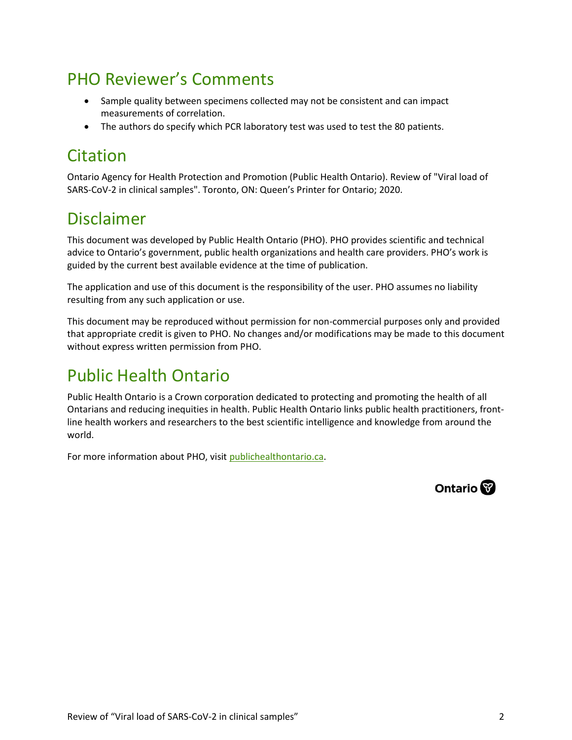## PHO Reviewer's Comments

- Sample quality between specimens collected may not be consistent and can impact measurements of correlation.
- The authors do specify which PCR laboratory test was used to test the 80 patients.

## Citation

Ontario Agency for Health Protection and Promotion (Public Health Ontario). Review of "Viral load of SARS-CoV-2 in clinical samples". Toronto, ON: Queen's Printer for Ontario; 2020.

## Disclaimer

This document was developed by Public Health Ontario (PHO). PHO provides scientific and technical advice to Ontario's government, public health organizations and health care providers. PHO's work is guided by the current best available evidence at the time of publication.

The application and use of this document is the responsibility of the user. PHO assumes no liability resulting from any such application or use.

This document may be reproduced without permission for non-commercial purposes only and provided that appropriate credit is given to PHO. No changes and/or modifications may be made to this document without express written permission from PHO.

## Public Health Ontario

Public Health Ontario is a Crown corporation dedicated to protecting and promoting the health of all Ontarians and reducing inequities in health. Public Health Ontario links public health practitioners, front-line health workers and researchers to the best scientific intelligence and knowledge from around the world.

For more information about PHO, visit [publichealthontario.ca](publichealthontario.ca).

Ontario